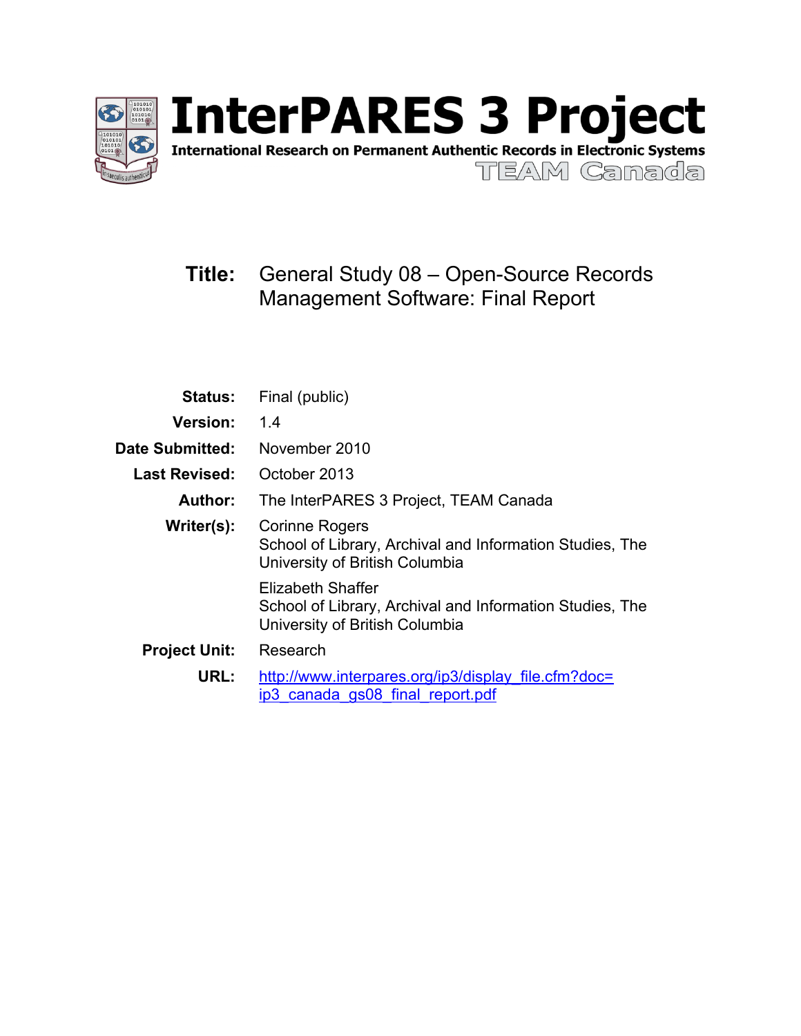# InterPARES 3 Project

**International Research on Permanent Authentic Records in Electronic Systems**

TEAM Canada

| | |
|---|---|
| **Title:** | General Study 08 – Open-Source Records Management Software: Final Report |
| **Status:** | Final (public) |
| **Version:** | 1.4 |
| **Date Submitted:** | November 2010 |
| **Last Revised:** | October 2013 |
| **Author:** | The InterPARES 3 Project, TEAM Canada |
| **Writer(s):** | Corinne Rogers<br>School of Library, Archival and Information Studies, The University of British Columbia<br><br>Elizabeth Shaffer<br>School of Library, Archival and Information Studies, The University of British Columbia |
| **Project Unit:** | Research |
| **URL:** | [http://www.interpares.org/ip3/display_file.cfm?doc=ip3_canada_gs08_final_report.pdf](http://www.interpares.org/ip3/display_file.cfm?doc=ip3_canada_gs08_final_report.pdf) |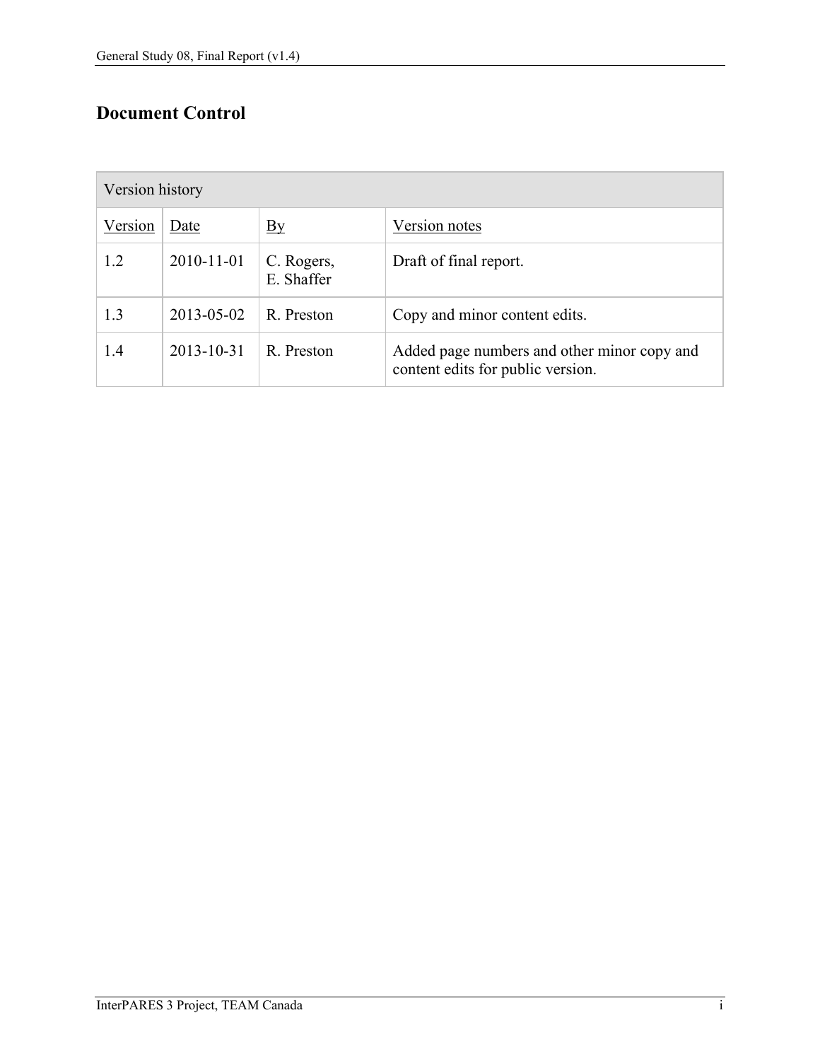## Document Control

| Version history | | | |
|---|---|---|---|
| Version | Date | By | Version notes |
| 1.2 | 2010-11-01 | C. Rogers, E. Shaffer | Draft of final report. |
| 1.3 | 2013-05-02 | R. Preston | Copy and minor content edits. |
| 1.4 | 2013-10-31 | R. Preston | Added page numbers and other minor copy and content edits for public version. |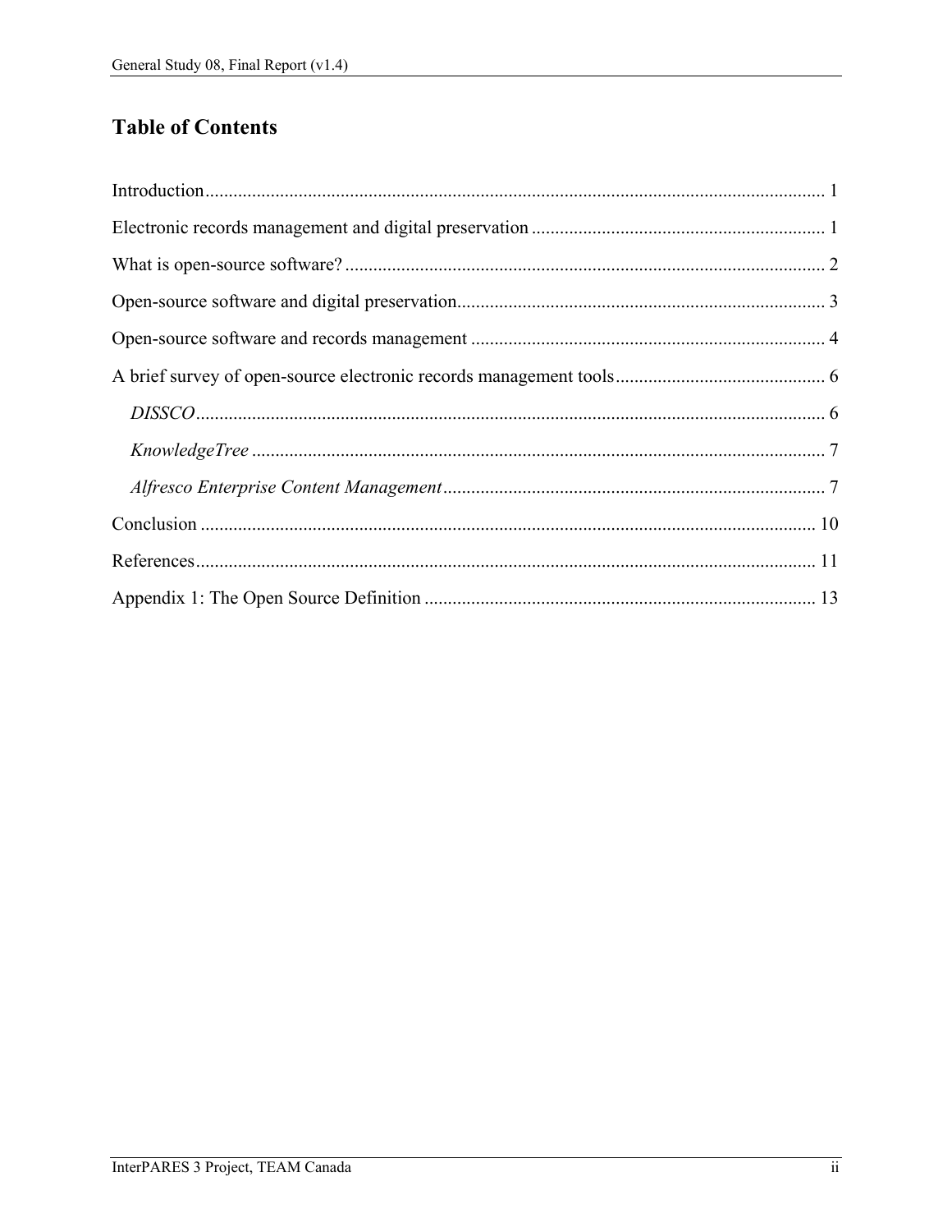## Table of Contents

Introduction ........................................................................................................................................ 1

Electronic records management and digital preservation ............................................................... 1

What is open-source software? ........................................................................................................ 2

Open-source software and digital preservation................................................................................ 3

Open-source software and records management ............................................................................. 4

A brief survey of open-source electronic records management tools ............................................. 6

*DISSCO* ........................................................................................................................................ 6

*KnowledgeTree* ............................................................................................................................ 7

*Alfresco Enterprise Content Management* .................................................................................... 7

Conclusion ...................................................................................................................................... 10

References ....................................................................................................................................... 11

Appendix 1: The Open Source Definition ...................................................................................... 13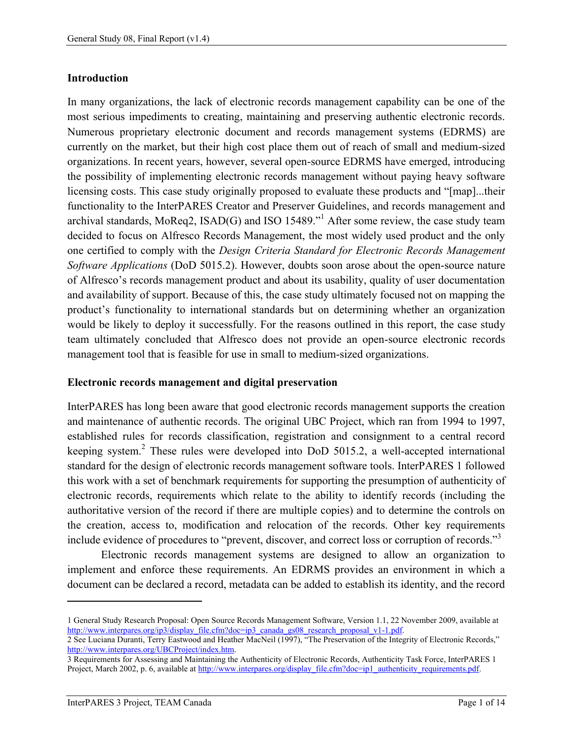## Introduction

In many organizations, the lack of electronic records management capability can be one of the most serious impediments to creating, maintaining and preserving authentic electronic records. Numerous proprietary electronic document and records management systems (EDRMS) are currently on the market, but their high cost place them out of reach of small and medium-sized organizations. In recent years, however, several open-source EDRMS have emerged, introducing the possibility of implementing electronic records management without paying heavy software licensing costs. This case study originally proposed to evaluate these products and "[map]...their functionality to the InterPARES Creator and Preserver Guidelines, and records management and archival standards, MoReq2, ISAD(G) and ISO 15489."[1] After some review, the case study team decided to focus on Alfresco Records Management, the most widely used product and the only one certified to comply with the *Design Criteria Standard for Electronic Records Management Software Applications* (DoD 5015.2). However, doubts soon arose about the open-source nature of Alfresco's records management product and about its usability, quality of user documentation and availability of support. Because of this, the case study ultimately focused not on mapping the product's functionality to international standards but on determining whether an organization would be likely to deploy it successfully. For the reasons outlined in this report, the case study team ultimately concluded that Alfresco does not provide an open-source electronic records management tool that is feasible for use in small to medium-sized organizations.

## Electronic records management and digital preservation

InterPARES has long been aware that good electronic records management supports the creation and maintenance of authentic records. The original UBC Project, which ran from 1994 to 1997, established rules for records classification, registration and consignment to a central record keeping system.[2] These rules were developed into DoD 5015.2, a well-accepted international standard for the design of electronic records management software tools. InterPARES 1 followed this work with a set of benchmark requirements for supporting the presumption of authenticity of electronic records, requirements which relate to the ability to identify records (including the authoritative version of the record if there are multiple copies) and to determine the controls on the creation, access to, modification and relocation of the records. Other key requirements include evidence of procedures to "prevent, discover, and correct loss or corruption of records."[3]

Electronic records management systems are designed to allow an organization to implement and enforce these requirements. An EDRMS provides an environment in which a document can be declared a record, metadata can be added to establish its identity, and the record

---

1 General Study Research Proposal: Open Source Records Management Software, Version 1.1, 22 November 2009, available at http://www.interpares.org/ip3/display_file.cfm?doc=ip3_canada_gs08_research_proposal_v1-1.pdf.

2 See Luciana Duranti, Terry Eastwood and Heather MacNeil (1997), "The Preservation of the Integrity of Electronic Records," http://www.interpares.org/UBCProject/index.htm.

3 Requirements for Assessing and Maintaining the Authenticity of Electronic Records, Authenticity Task Force, InterPARES 1 Project, March 2002, p. 6, available at http://www.interpares.org/display_file.cfm?doc=ip1_authenticity_requirements.pdf.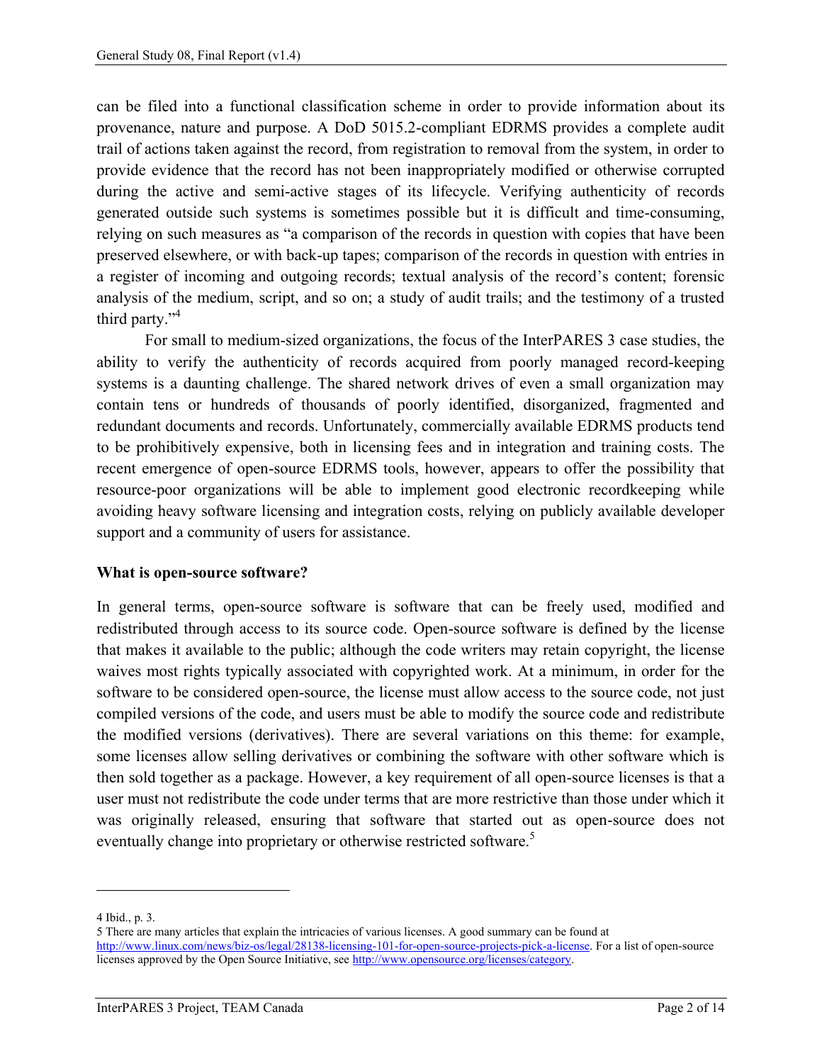can be filed into a functional classification scheme in order to provide information about its provenance, nature and purpose. A DoD 5015.2-compliant EDRMS provides a complete audit trail of actions taken against the record, from registration to removal from the system, in order to provide evidence that the record has not been inappropriately modified or otherwise corrupted during the active and semi-active stages of its lifecycle. Verifying authenticity of records generated outside such systems is sometimes possible but it is difficult and time-consuming, relying on such measures as "a comparison of the records in question with copies that have been preserved elsewhere, or with back-up tapes; comparison of the records in question with entries in a register of incoming and outgoing records; textual analysis of the record's content; forensic analysis of the medium, script, and so on; a study of audit trails; and the testimony of a trusted third party."[4]

For small to medium-sized organizations, the focus of the InterPARES 3 case studies, the ability to verify the authenticity of records acquired from poorly managed record-keeping systems is a daunting challenge. The shared network drives of even a small organization may contain tens or hundreds of thousands of poorly identified, disorganized, fragmented and redundant documents and records. Unfortunately, commercially available EDRMS products tend to be prohibitively expensive, both in licensing fees and in integration and training costs. The recent emergence of open-source EDRMS tools, however, appears to offer the possibility that resource-poor organizations will be able to implement good electronic recordkeeping while avoiding heavy software licensing and integration costs, relying on publicly available developer support and a community of users for assistance.

**What is open-source software?**

In general terms, open-source software is software that can be freely used, modified and redistributed through access to its source code. Open-source software is defined by the license that makes it available to the public; although the code writers may retain copyright, the license waives most rights typically associated with copyrighted work. At a minimum, in order for the software to be considered open-source, the license must allow access to the source code, not just compiled versions of the code, and users must be able to modify the source code and redistribute the modified versions (derivatives). There are several variations on this theme: for example, some licenses allow selling derivatives or combining the software with other software which is then sold together as a package. However, a key requirement of all open-source licenses is that a user must not redistribute the code under terms that are more restrictive than those under which it was originally released, ensuring that software that started out as open-source does not eventually change into proprietary or otherwise restricted software.[5]

---

4 Ibid., p. 3.

5 There are many articles that explain the intricacies of various licenses. A good summary can be found at http://www.linux.com/news/biz-os/legal/28138-licensing-101-for-open-source-projects-pick-a-license. For a list of open-source licenses approved by the Open Source Initiative, see http://www.opensource.org/licenses/category.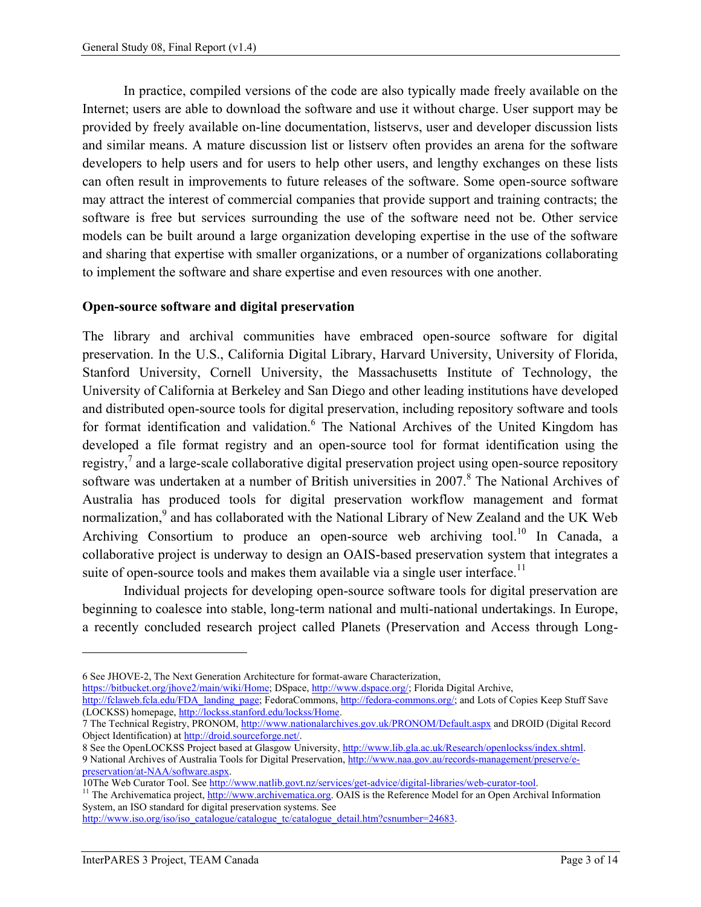In practice, compiled versions of the code are also typically made freely available on the Internet; users are able to download the software and use it without charge. User support may be provided by freely available on-line documentation, listservs, user and developer discussion lists and similar means. A mature discussion list or listserv often provides an arena for the software developers to help users and for users to help other users, and lengthy exchanges on these lists can often result in improvements to future releases of the software. Some open-source software may attract the interest of commercial companies that provide support and training contracts; the software is free but services surrounding the use of the software need not be. Other service models can be built around a large organization developing expertise in the use of the software and sharing that expertise with smaller organizations, or a number of organizations collaborating to implement the software and share expertise and even resources with one another.

**Open-source software and digital preservation**

The library and archival communities have embraced open-source software for digital preservation. In the U.S., California Digital Library, Harvard University, University of Florida, Stanford University, Cornell University, the Massachusetts Institute of Technology, the University of California at Berkeley and San Diego and other leading institutions have developed and distributed open-source tools for digital preservation, including repository software and tools for format identification and validation.[6] The National Archives of the United Kingdom has developed a file format registry and an open-source tool for format identification using the registry,[7] and a large-scale collaborative digital preservation project using open-source repository software was undertaken at a number of British universities in 2007.[8] The National Archives of Australia has produced tools for digital preservation workflow management and format normalization,[9] and has collaborated with the National Library of New Zealand and the UK Web Archiving Consortium to produce an open-source web archiving tool.[10] In Canada, a collaborative project is underway to design an OAIS-based preservation system that integrates a suite of open-source tools and makes them available via a single user interface.[11]

Individual projects for developing open-source software tools for digital preservation are beginning to coalesce into stable, long-term national and multi-national undertakings. In Europe, a recently concluded research project called Planets (Preservation and Access through Long-

---

6 See JHOVE-2, The Next Generation Architecture for format-aware Characterization, https://bitbucket.org/jhove2/main/wiki/Home; DSpace, http://www.dspace.org/; Florida Digital Archive, http://fclaweb.fcla.edu/FDA_landing_page; FedoraCommons, http://fedora-commons.org/; and Lots of Copies Keep Stuff Save (LOCKSS) homepage, http://lockss.stanford.edu/lockss/Home.

7 The Technical Registry, PRONOM, http://www.nationalarchives.gov.uk/PRONOM/Default.aspx and DROID (Digital Record Object Identification) at http://droid.sourceforge.net/.

8 See the OpenLOCKSS Project based at Glasgow University, http://www.lib.gla.ac.uk/Research/openlockss/index.shtml.

9 National Archives of Australia Tools for Digital Preservation, http://www.naa.gov.au/records-management/preserve/e-preservation/at-NAA/software.aspx.

10The Web Curator Tool. See http://www.natlib.govt.nz/services/get-advice/digital-libraries/web-curator-tool.

11 The Archivematica project, http://www.archivematica.org. OAIS is the Reference Model for an Open Archival Information System, an ISO standard for digital preservation systems. See http://www.iso.org/iso/iso_catalogue/catalogue_tc/catalogue_detail.htm?csnumber=24683.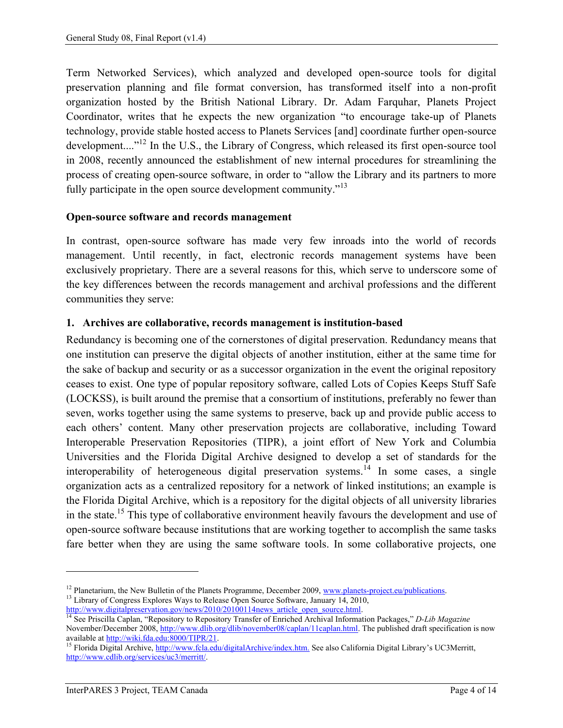Term Networked Services), which analyzed and developed open-source tools for digital preservation planning and file format conversion, has transformed itself into a non-profit organization hosted by the British National Library. Dr. Adam Farquhar, Planets Project Coordinator, writes that he expects the new organization "to encourage take-up of Planets technology, provide stable hosted access to Planets Services [and] coordinate further open-source development...."[12] In the U.S., the Library of Congress, which released its first open-source tool in 2008, recently announced the establishment of new internal procedures for streamlining the process of creating open-source software, in order to "allow the Library and its partners to more fully participate in the open source development community."[13]

**Open-source software and records management**

In contrast, open-source software has made very few inroads into the world of records management. Until recently, in fact, electronic records management systems have been exclusively proprietary. There are a several reasons for this, which serve to underscore some of the key differences between the records management and archival professions and the different communities they serve:

**1. Archives are collaborative, records management is institution-based**

Redundancy is becoming one of the cornerstones of digital preservation. Redundancy means that one institution can preserve the digital objects of another institution, either at the same time for the sake of backup and security or as a successor organization in the event the original repository ceases to exist. One type of popular repository software, called Lots of Copies Keeps Stuff Safe (LOCKSS), is built around the premise that a consortium of institutions, preferably no fewer than seven, works together using the same systems to preserve, back up and provide public access to each others' content. Many other preservation projects are collaborative, including Toward Interoperable Preservation Repositories (TIPR), a joint effort of New York and Columbia Universities and the Florida Digital Archive designed to develop a set of standards for the interoperability of heterogeneous digital preservation systems.[14] In some cases, a single organization acts as a centralized repository for a network of linked institutions; an example is the Florida Digital Archive, which is a repository for the digital objects of all university libraries in the state.[15] This type of collaborative environment heavily favours the development and use of open-source software because institutions that are working together to accomplish the same tasks fare better when they are using the same software tools. In some collaborative projects, one

---

[12] Planetarium, the New Bulletin of the Planets Programme, December 2009, www.planets-project.eu/publications.

[13] Library of Congress Explores Ways to Release Open Source Software, January 14, 2010, http://www.digitalpreservation.gov/news/2010/20100114news_article_open_source.html.

[14] See Priscilla Caplan, "Repository to Repository Transfer of Enriched Archival Information Packages," *D-Lib Magazine* November/December 2008, http://www.dlib.org/dlib/november08/caplan/11caplan.html. The published draft specification is now available at http://wiki.fda.edu:8000/TIPR/21.

[15] Florida Digital Archive, http://www.fcla.edu/digitalArchive/index.htm. See also California Digital Library's UC3Merritt, http://www.cdlib.org/services/uc3/merritt/.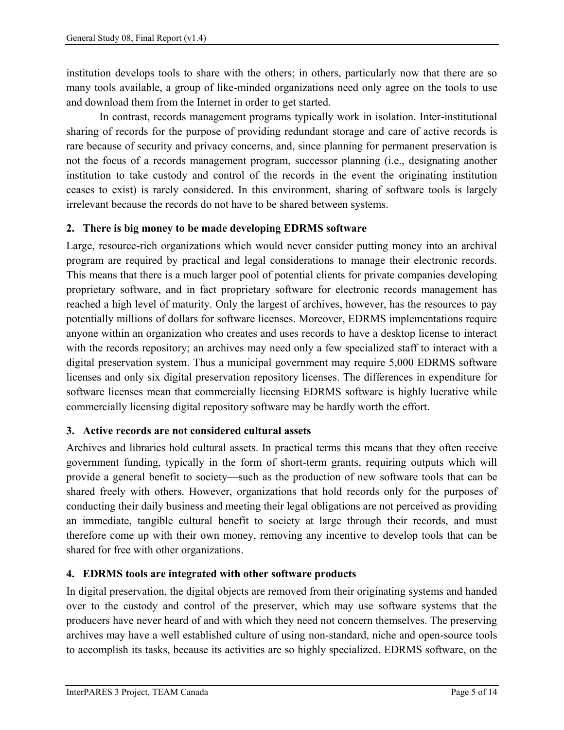institution develops tools to share with the others; in others, particularly now that there are so many tools available, a group of like-minded organizations need only agree on the tools to use and download them from the Internet in order to get started.

In contrast, records management programs typically work in isolation. Inter-institutional sharing of records for the purpose of providing redundant storage and care of active records is rare because of security and privacy concerns, and, since planning for permanent preservation is not the focus of a records management program, successor planning (i.e., designating another institution to take custody and control of the records in the event the originating institution ceases to exist) is rarely considered. In this environment, sharing of software tools is largely irrelevant because the records do not have to be shared between systems.

**2. There is big money to be made developing EDRMS software**

Large, resource-rich organizations which would never consider putting money into an archival program are required by practical and legal considerations to manage their electronic records. This means that there is a much larger pool of potential clients for private companies developing proprietary software, and in fact proprietary software for electronic records management has reached a high level of maturity. Only the largest of archives, however, has the resources to pay potentially millions of dollars for software licenses. Moreover, EDRMS implementations require anyone within an organization who creates and uses records to have a desktop license to interact with the records repository; an archives may need only a few specialized staff to interact with a digital preservation system. Thus a municipal government may require 5,000 EDRMS software licenses and only six digital preservation repository licenses. The differences in expenditure for software licenses mean that commercially licensing EDRMS software is highly lucrative while commercially licensing digital repository software may be hardly worth the effort.

**3. Active records are not considered cultural assets**

Archives and libraries hold cultural assets. In practical terms this means that they often receive government funding, typically in the form of short-term grants, requiring outputs which will provide a general benefit to society—such as the production of new software tools that can be shared freely with others. However, organizations that hold records only for the purposes of conducting their daily business and meeting their legal obligations are not perceived as providing an immediate, tangible cultural benefit to society at large through their records, and must therefore come up with their own money, removing any incentive to develop tools that can be shared for free with other organizations.

**4. EDRMS tools are integrated with other software products**

In digital preservation, the digital objects are removed from their originating systems and handed over to the custody and control of the preserver, which may use software systems that the producers have never heard of and with which they need not concern themselves. The preserving archives may have a well established culture of using non-standard, niche and open-source tools to accomplish its tasks, because its activities are so highly specialized. EDRMS software, on the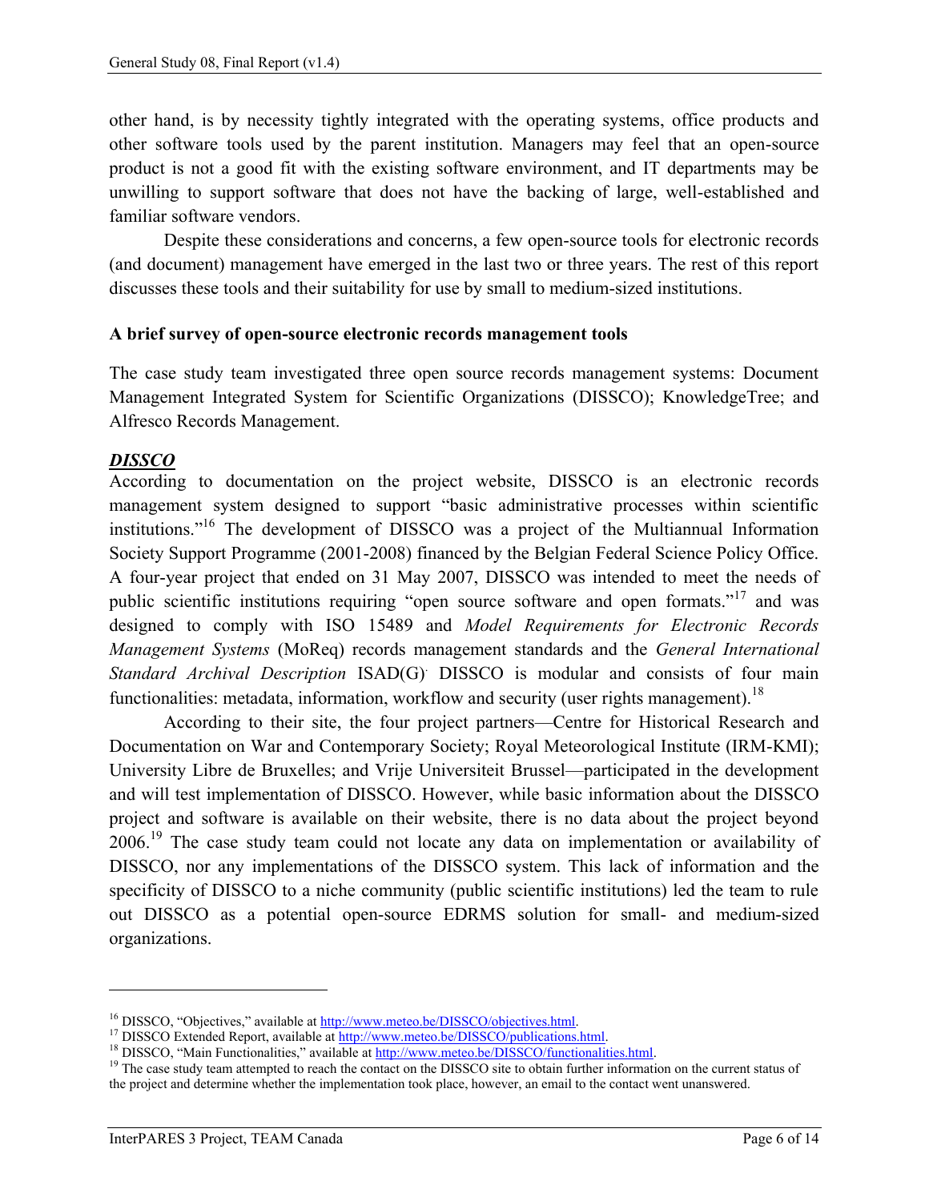other hand, is by necessity tightly integrated with the operating systems, office products and other software tools used by the parent institution. Managers may feel that an open-source product is not a good fit with the existing software environment, and IT departments may be unwilling to support software that does not have the backing of large, well-established and familiar software vendors.

Despite these considerations and concerns, a few open-source tools for electronic records (and document) management have emerged in the last two or three years. The rest of this report discusses these tools and their suitability for use by small to medium-sized institutions.

**A brief survey of open-source electronic records management tools**

The case study team investigated three open source records management systems: Document Management Integrated System for Scientific Organizations (DISSCO); KnowledgeTree; and Alfresco Records Management.

***DISSCO***

According to documentation on the project website, DISSCO is an electronic records management system designed to support "basic administrative processes within scientific institutions."[16] The development of DISSCO was a project of the Multiannual Information Society Support Programme (2001-2008) financed by the Belgian Federal Science Policy Office. A four-year project that ended on 31 May 2007, DISSCO was intended to meet the needs of public scientific institutions requiring "open source software and open formats."[17] and was designed to comply with ISO 15489 and *Model Requirements for Electronic Records Management Systems* (MoReq) records management standards and the *General International Standard Archival Description* ISAD(G). DISSCO is modular and consists of four main functionalities: metadata, information, workflow and security (user rights management).[18]

According to their site, the four project partners—Centre for Historical Research and Documentation on War and Contemporary Society; Royal Meteorological Institute (IRM-KMI); University Libre de Bruxelles; and Vrije Universiteit Brussel—participated in the development and will test implementation of DISSCO. However, while basic information about the DISSCO project and software is available on their website, there is no data about the project beyond 2006.[19] The case study team could not locate any data on implementation or availability of DISSCO, nor any implementations of the DISSCO system. This lack of information and the specificity of DISSCO to a niche community (public scientific institutions) led the team to rule out DISSCO as a potential open-source EDRMS solution for small- and medium-sized organizations.

---

[16] DISSCO, "Objectives," available at http://www.meteo.be/DISSCO/objectives.html.

[17] DISSCO Extended Report, available at http://www.meteo.be/DISSCO/publications.html.

[18] DISSCO, "Main Functionalities," available at http://www.meteo.be/DISSCO/functionalities.html.

[19] The case study team attempted to reach the contact on the DISSCO site to obtain further information on the current status of the project and determine whether the implementation took place, however, an email to the contact went unanswered.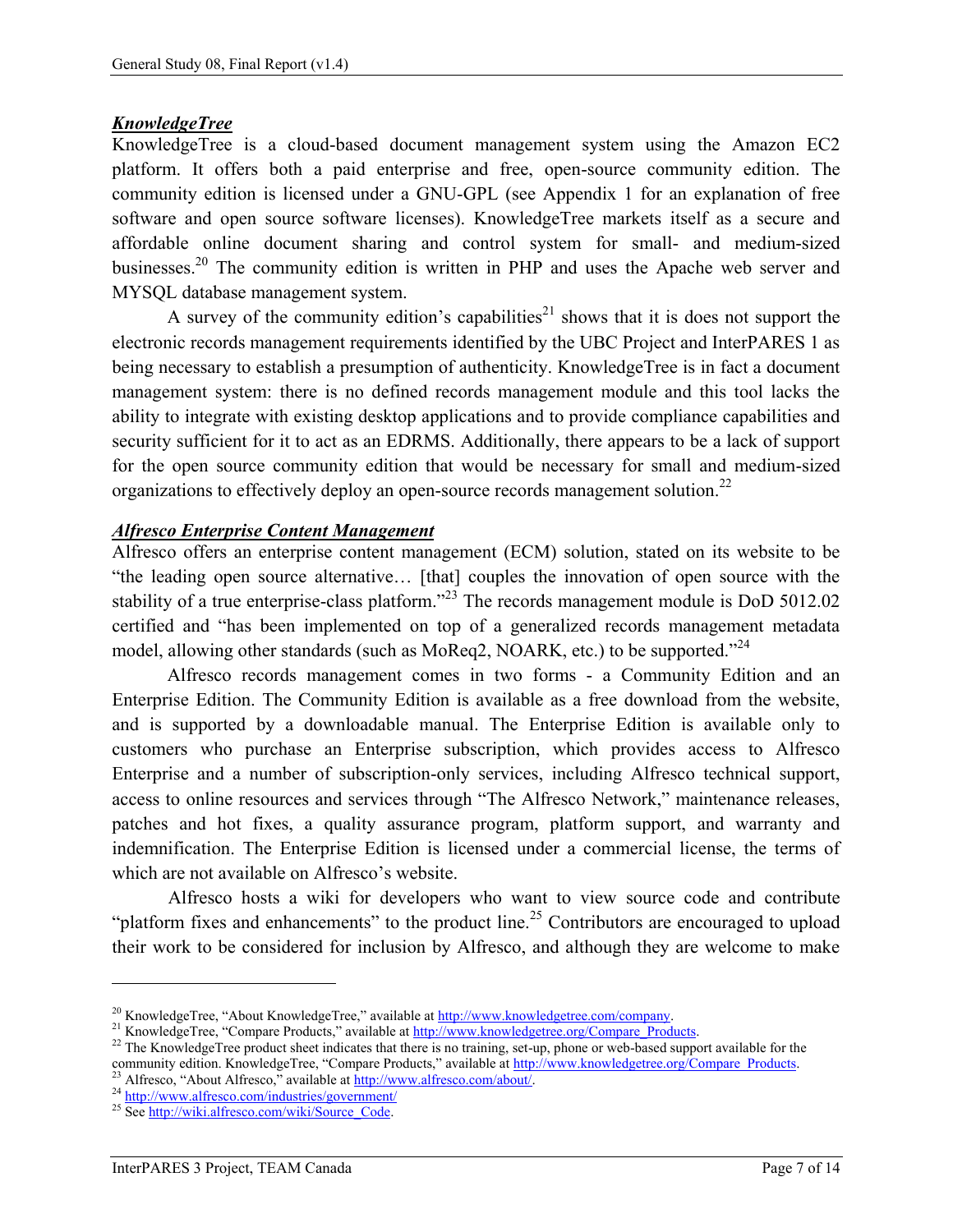***KnowledgeTree***

KnowledgeTree is a cloud-based document management system using the Amazon EC2 platform. It offers both a paid enterprise and free, open-source community edition. The community edition is licensed under a GNU-GPL (see Appendix 1 for an explanation of free software and open source software licenses). KnowledgeTree markets itself as a secure and affordable online document sharing and control system for small- and medium-sized businesses.[20] The community edition is written in PHP and uses the Apache web server and MYSQL database management system.

A survey of the community edition's capabilities[21] shows that it is does not support the electronic records management requirements identified by the UBC Project and InterPARES 1 as being necessary to establish a presumption of authenticity. KnowledgeTree is in fact a document management system: there is no defined records management module and this tool lacks the ability to integrate with existing desktop applications and to provide compliance capabilities and security sufficient for it to act as an EDRMS. Additionally, there appears to be a lack of support for the open source community edition that would be necessary for small and medium-sized organizations to effectively deploy an open-source records management solution.[22]

***Alfresco Enterprise Content Management***

Alfresco offers an enterprise content management (ECM) solution, stated on its website to be "the leading open source alternative… [that] couples the innovation of open source with the stability of a true enterprise-class platform."[23] The records management module is DoD 5012.02 certified and "has been implemented on top of a generalized records management metadata model, allowing other standards (such as MoReq2, NOARK, etc.) to be supported."[24]

Alfresco records management comes in two forms - a Community Edition and an Enterprise Edition. The Community Edition is available as a free download from the website, and is supported by a downloadable manual. The Enterprise Edition is available only to customers who purchase an Enterprise subscription, which provides access to Alfresco Enterprise and a number of subscription-only services, including Alfresco technical support, access to online resources and services through "The Alfresco Network," maintenance releases, patches and hot fixes, a quality assurance program, platform support, and warranty and indemnification. The Enterprise Edition is licensed under a commercial license, the terms of which are not available on Alfresco's website.

Alfresco hosts a wiki for developers who want to view source code and contribute "platform fixes and enhancements" to the product line.[25] Contributors are encouraged to upload their work to be considered for inclusion by Alfresco, and although they are welcome to make

---

[20] KnowledgeTree, "About KnowledgeTree," available at http://www.knowledgetree.com/company.

[21] KnowledgeTree, "Compare Products," available at http://www.knowledgetree.org/Compare_Products.

[22] The KnowledgeTree product sheet indicates that there is no training, set-up, phone or web-based support available for the community edition. KnowledgeTree, "Compare Products," available at http://www.knowledgetree.org/Compare_Products.

[23] Alfresco, "About Alfresco," available at http://www.alfresco.com/about/.

[24] http://www.alfresco.com/industries/government/

[25] See http://wiki.alfresco.com/wiki/Source_Code.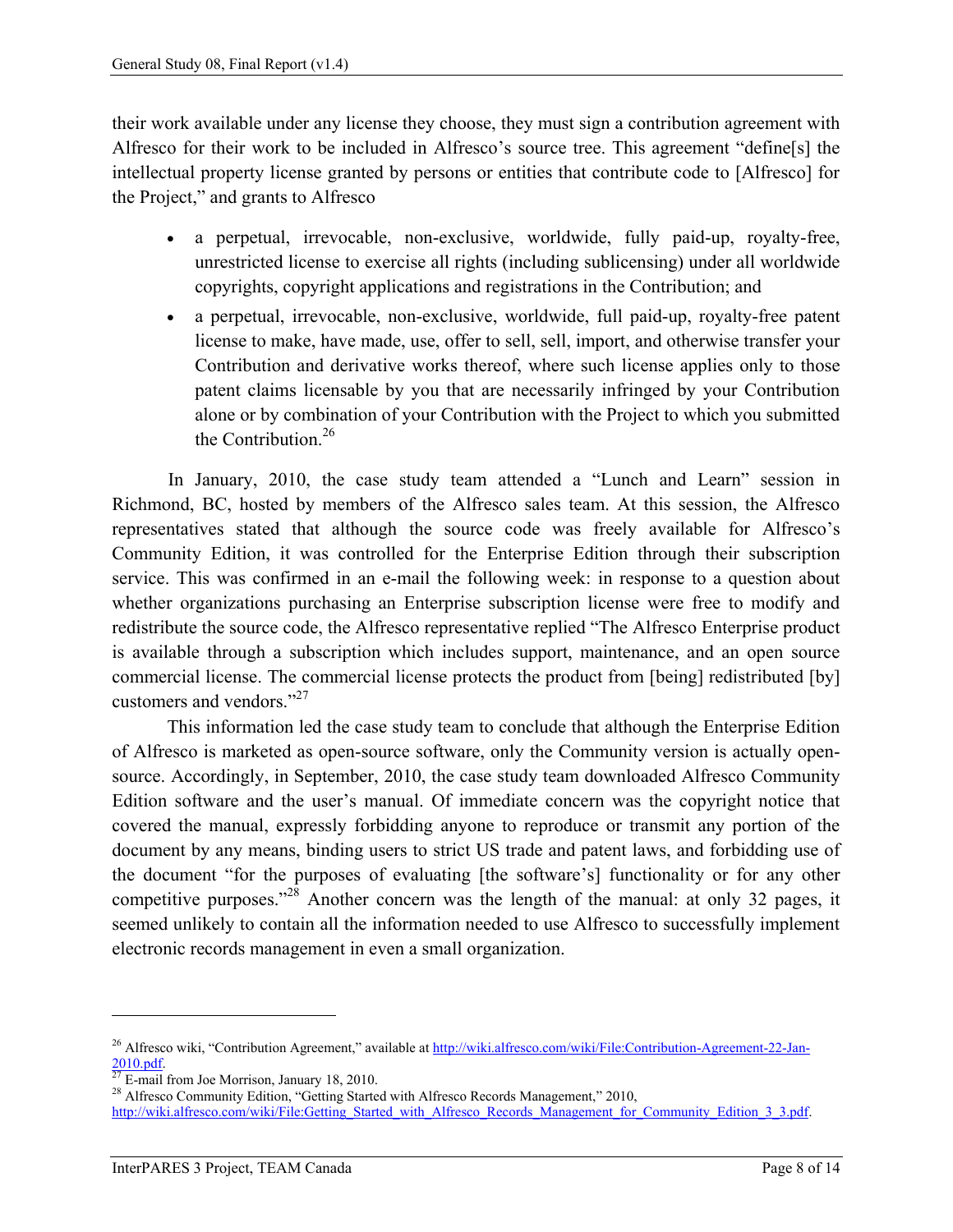their work available under any license they choose, they must sign a contribution agreement with Alfresco for their work to be included in Alfresco's source tree. This agreement "define[s] the intellectual property license granted by persons or entities that contribute code to [Alfresco] for the Project," and grants to Alfresco

- a perpetual, irrevocable, non-exclusive, worldwide, fully paid-up, royalty-free, unrestricted license to exercise all rights (including sublicensing) under all worldwide copyrights, copyright applications and registrations in the Contribution; and
- a perpetual, irrevocable, non-exclusive, worldwide, full paid-up, royalty-free patent license to make, have made, use, offer to sell, sell, import, and otherwise transfer your Contribution and derivative works thereof, where such license applies only to those patent claims licensable by you that are necessarily infringed by your Contribution alone or by combination of your Contribution with the Project to which you submitted the Contribution.[26]

In January, 2010, the case study team attended a "Lunch and Learn" session in Richmond, BC, hosted by members of the Alfresco sales team. At this session, the Alfresco representatives stated that although the source code was freely available for Alfresco's Community Edition, it was controlled for the Enterprise Edition through their subscription service. This was confirmed in an e-mail the following week: in response to a question about whether organizations purchasing an Enterprise subscription license were free to modify and redistribute the source code, the Alfresco representative replied "The Alfresco Enterprise product is available through a subscription which includes support, maintenance, and an open source commercial license. The commercial license protects the product from [being] redistributed [by] customers and vendors."[27]

This information led the case study team to conclude that although the Enterprise Edition of Alfresco is marketed as open-source software, only the Community version is actually open-source. Accordingly, in September, 2010, the case study team downloaded Alfresco Community Edition software and the user's manual. Of immediate concern was the copyright notice that covered the manual, expressly forbidding anyone to reproduce or transmit any portion of the document by any means, binding users to strict US trade and patent laws, and forbidding use of the document "for the purposes of evaluating [the software's] functionality or for any other competitive purposes."[28] Another concern was the length of the manual: at only 32 pages, it seemed unlikely to contain all the information needed to use Alfresco to successfully implement electronic records management in even a small organization.

---

[26] Alfresco wiki, "Contribution Agreement," available at http://wiki.alfresco.com/wiki/File:Contribution-Agreement-22-Jan-2010.pdf.

[27] E-mail from Joe Morrison, January 18, 2010.

[28] Alfresco Community Edition, "Getting Started with Alfresco Records Management," 2010, http://wiki.alfresco.com/wiki/File:Getting_Started_with_Alfresco_Records_Management_for_Community_Edition_3_3.pdf.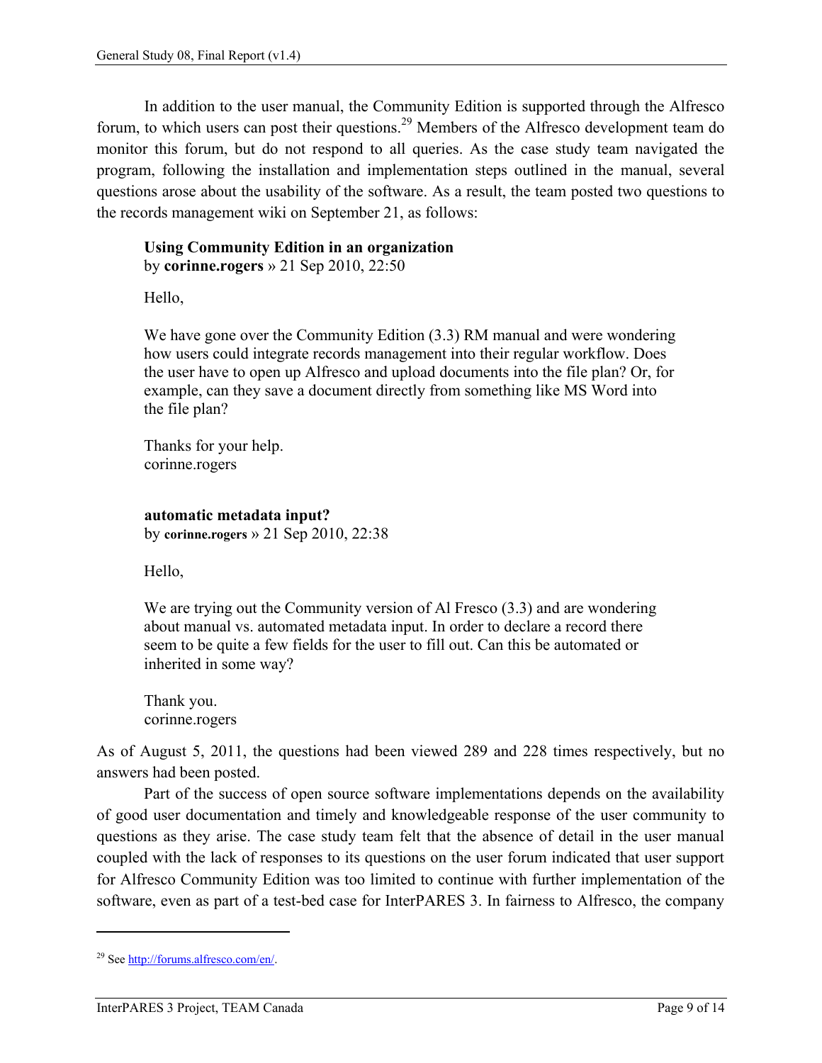In addition to the user manual, the Community Edition is supported through the Alfresco forum, to which users can post their questions.[29] Members of the Alfresco development team do monitor this forum, but do not respond to all queries. As the case study team navigated the program, following the installation and implementation steps outlined in the manual, several questions arose about the usability of the software. As a result, the team posted two questions to the records management wiki on September 21, as follows:

> **Using Community Edition in an organization**
> by **corinne.rogers** » 21 Sep 2010, 22:50
>
> Hello,
>
> We have gone over the Community Edition (3.3) RM manual and were wondering how users could integrate records management into their regular workflow. Does the user have to open up Alfresco and upload documents into the file plan? Or, for example, can they save a document directly from something like MS Word into the file plan?
>
> Thanks for your help.
> corinne.rogers
>
> **automatic metadata input?**
> by **corinne.rogers** » 21 Sep 2010, 22:38
>
> Hello,
>
> We are trying out the Community version of Al Fresco (3.3) and are wondering about manual vs. automated metadata input. In order to declare a record there seem to be quite a few fields for the user to fill out. Can this be automated or inherited in some way?
>
> Thank you.
> corinne.rogers

As of August 5, 2011, the questions had been viewed 289 and 228 times respectively, but no answers had been posted.

Part of the success of open source software implementations depends on the availability of good user documentation and timely and knowledgeable response of the user community to questions as they arise. The case study team felt that the absence of detail in the user manual coupled with the lack of responses to its questions on the user forum indicated that user support for Alfresco Community Edition was too limited to continue with further implementation of the software, even as part of a test-bed case for InterPARES 3. In fairness to Alfresco, the company

---

[29] See http://forums.alfresco.com/en/.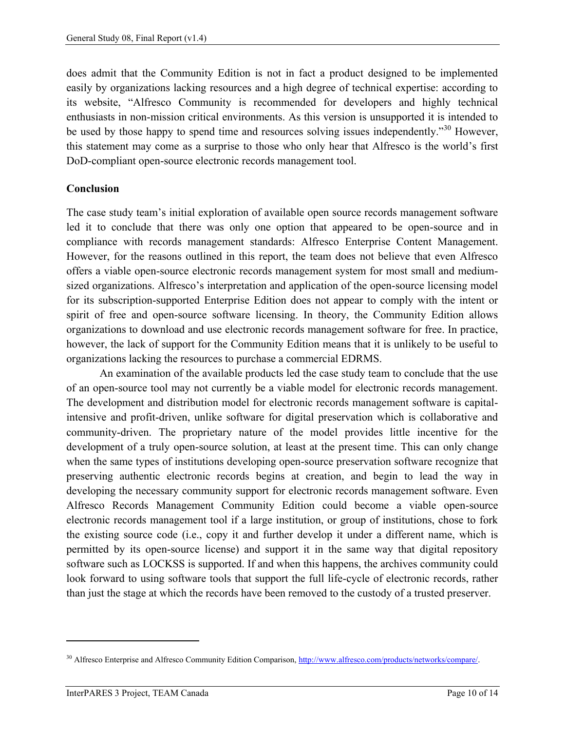does admit that the Community Edition is not in fact a product designed to be implemented easily by organizations lacking resources and a high degree of technical expertise: according to its website, "Alfresco Community is recommended for developers and highly technical enthusiasts in non-mission critical environments. As this version is unsupported it is intended to be used by those happy to spend time and resources solving issues independently."[30] However, this statement may come as a surprise to those who only hear that Alfresco is the world's first DoD-compliant open-source electronic records management tool.

## Conclusion

The case study team's initial exploration of available open source records management software led it to conclude that there was only one option that appeared to be open-source and in compliance with records management standards: Alfresco Enterprise Content Management. However, for the reasons outlined in this report, the team does not believe that even Alfresco offers a viable open-source electronic records management system for most small and medium-sized organizations. Alfresco's interpretation and application of the open-source licensing model for its subscription-supported Enterprise Edition does not appear to comply with the intent or spirit of free and open-source software licensing. In theory, the Community Edition allows organizations to download and use electronic records management software for free. In practice, however, the lack of support for the Community Edition means that it is unlikely to be useful to organizations lacking the resources to purchase a commercial EDRMS.

An examination of the available products led the case study team to conclude that the use of an open-source tool may not currently be a viable model for electronic records management. The development and distribution model for electronic records management software is capital-intensive and profit-driven, unlike software for digital preservation which is collaborative and community-driven. The proprietary nature of the model provides little incentive for the development of a truly open-source solution, at least at the present time. This can only change when the same types of institutions developing open-source preservation software recognize that preserving authentic electronic records begins at creation, and begin to lead the way in developing the necessary community support for electronic records management software. Even Alfresco Records Management Community Edition could become a viable open-source electronic records management tool if a large institution, or group of institutions, chose to fork the existing source code (i.e., copy it and further develop it under a different name, which is permitted by its open-source license) and support it in the same way that digital repository software such as LOCKSS is supported. If and when this happens, the archives community could look forward to using software tools that support the full life-cycle of electronic records, rather than just the stage at which the records have been removed to the custody of a trusted preserver.

---

[30] Alfresco Enterprise and Alfresco Community Edition Comparison, http://www.alfresco.com/products/networks/compare/.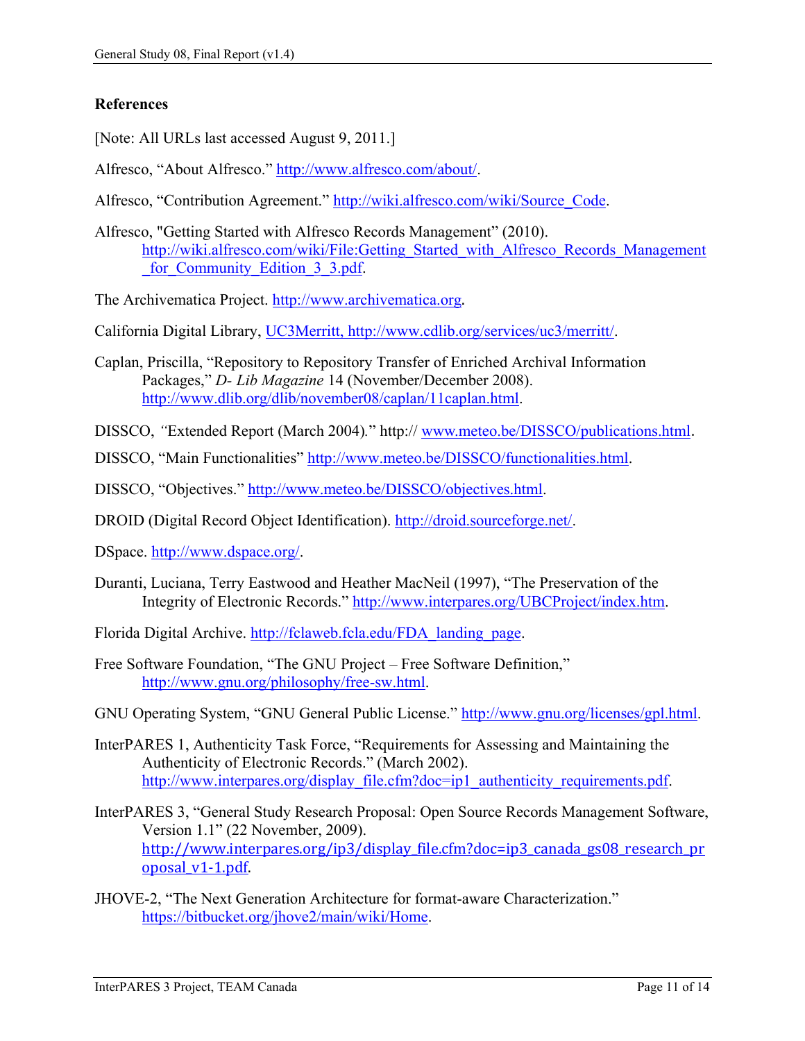## References

[Note: All URLs last accessed August 9, 2011.]

Alfresco, "About Alfresco." http://www.alfresco.com/about/.

Alfresco, "Contribution Agreement." http://wiki.alfresco.com/wiki/Source_Code.

Alfresco, "Getting Started with Alfresco Records Management" (2010). http://wiki.alfresco.com/wiki/File:Getting_Started_with_Alfresco_Records_Management_for_Community_Edition_3_3.pdf.

The Archivematica Project. http://www.archivematica.org.

California Digital Library, UC3Merritt, http://www.cdlib.org/services/uc3/merritt/.

Caplan, Priscilla, "Repository to Repository Transfer of Enriched Archival Information Packages," *D- Lib Magazine* 14 (November/December 2008). http://www.dlib.org/dlib/november08/caplan/11caplan.html.

DISSCO, *"*Extended Report (March 2004)*.*" http:// www.meteo.be/DISSCO/publications.html.

DISSCO, "Main Functionalities" http://www.meteo.be/DISSCO/functionalities.html.

DISSCO, "Objectives." http://www.meteo.be/DISSCO/objectives.html.

DROID (Digital Record Object Identification). http://droid.sourceforge.net/.

DSpace. http://www.dspace.org/.

Duranti, Luciana, Terry Eastwood and Heather MacNeil (1997), "The Preservation of the Integrity of Electronic Records." http://www.interpares.org/UBCProject/index.htm.

Florida Digital Archive. http://fclaweb.fcla.edu/FDA_landing_page.

Free Software Foundation, "The GNU Project – Free Software Definition," http://www.gnu.org/philosophy/free-sw.html.

GNU Operating System, "GNU General Public License." http://www.gnu.org/licenses/gpl.html.

InterPARES 1, Authenticity Task Force, "Requirements for Assessing and Maintaining the Authenticity of Electronic Records." (March 2002). http://www.interpares.org/display_file.cfm?doc=ip1_authenticity_requirements.pdf.

InterPARES 3, "General Study Research Proposal: Open Source Records Management Software, Version 1.1" (22 November, 2009). http://www.interpares.org/ip3/display_file.cfm?doc=ip3_canada_gs08_research_proposal_v1-1.pdf.

JHOVE-2, "The Next Generation Architecture for format-aware Characterization." https://bitbucket.org/jhove2/main/wiki/Home.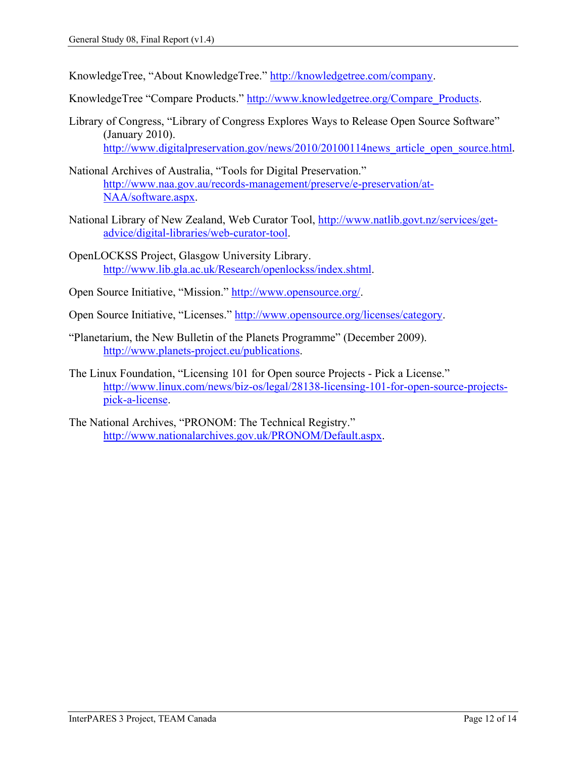KnowledgeTree, "About KnowledgeTree." http://knowledgetree.com/company.

KnowledgeTree "Compare Products." http://www.knowledgetree.org/Compare_Products.

Library of Congress, "Library of Congress Explores Ways to Release Open Source Software" (January 2010). http://www.digitalpreservation.gov/news/2010/20100114news_article_open_source.html.

National Archives of Australia, "Tools for Digital Preservation." http://www.naa.gov.au/records-management/preserve/e-preservation/at-NAA/software.aspx.

National Library of New Zealand, Web Curator Tool, http://www.natlib.govt.nz/services/get-advice/digital-libraries/web-curator-tool.

OpenLOCKSS Project, Glasgow University Library. http://www.lib.gla.ac.uk/Research/openlockss/index.shtml.

Open Source Initiative, "Mission." http://www.opensource.org/.

Open Source Initiative, "Licenses." http://www.opensource.org/licenses/category.

"Planetarium, the New Bulletin of the Planets Programme" (December 2009). http://www.planets-project.eu/publications.

The Linux Foundation, "Licensing 101 for Open source Projects - Pick a License." http://www.linux.com/news/biz-os/legal/28138-licensing-101-for-open-source-projects-pick-a-license.

The National Archives, "PRONOM: The Technical Registry." http://www.nationalarchives.gov.uk/PRONOM/Default.aspx.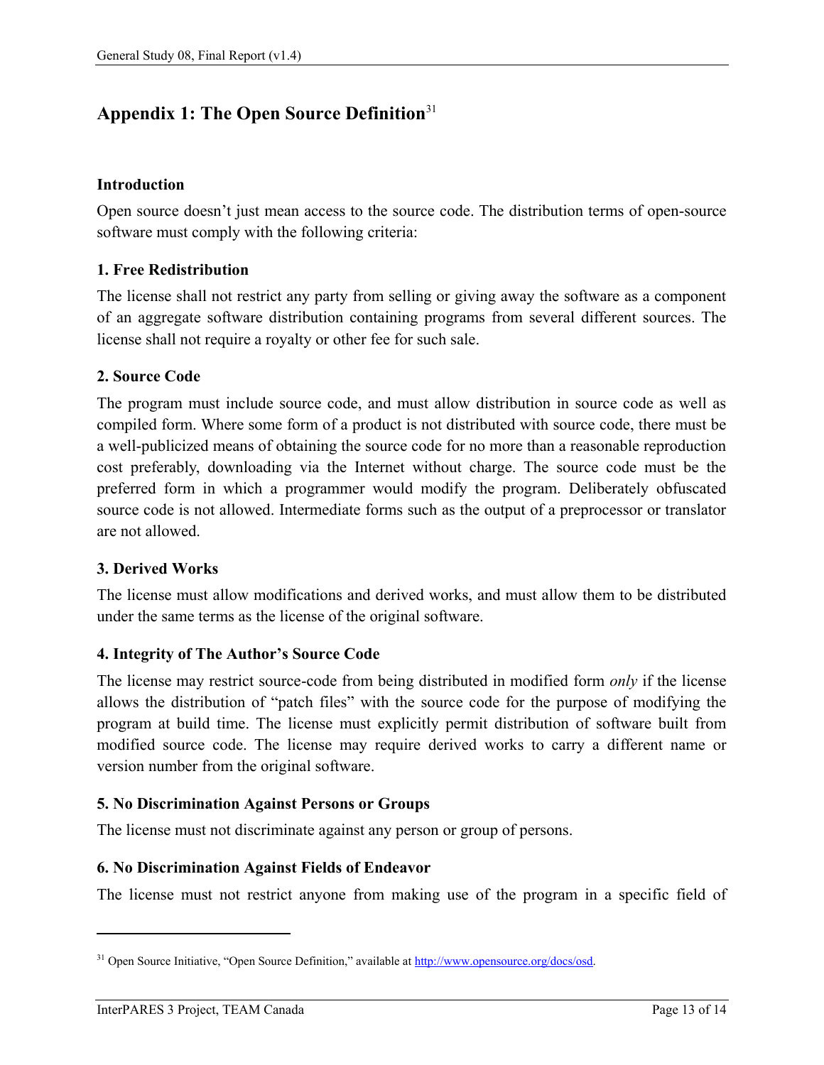## Appendix 1: The Open Source Definition[31]

### Introduction

Open source doesn't just mean access to the source code. The distribution terms of open-source software must comply with the following criteria:

### 1. Free Redistribution

The license shall not restrict any party from selling or giving away the software as a component of an aggregate software distribution containing programs from several different sources. The license shall not require a royalty or other fee for such sale.

### 2. Source Code

The program must include source code, and must allow distribution in source code as well as compiled form. Where some form of a product is not distributed with source code, there must be a well-publicized means of obtaining the source code for no more than a reasonable reproduction cost preferably, downloading via the Internet without charge. The source code must be the preferred form in which a programmer would modify the program. Deliberately obfuscated source code is not allowed. Intermediate forms such as the output of a preprocessor or translator are not allowed.

### 3. Derived Works

The license must allow modifications and derived works, and must allow them to be distributed under the same terms as the license of the original software.

### 4. Integrity of The Author's Source Code

The license may restrict source-code from being distributed in modified form *only* if the license allows the distribution of "patch files" with the source code for the purpose of modifying the program at build time. The license must explicitly permit distribution of software built from modified source code. The license may require derived works to carry a different name or version number from the original software.

### 5. No Discrimination Against Persons or Groups

The license must not discriminate against any person or group of persons.

### 6. No Discrimination Against Fields of Endeavor

The license must not restrict anyone from making use of the program in a specific field of

---

[31] Open Source Initiative, "Open Source Definition," available at http://www.opensource.org/docs/osd.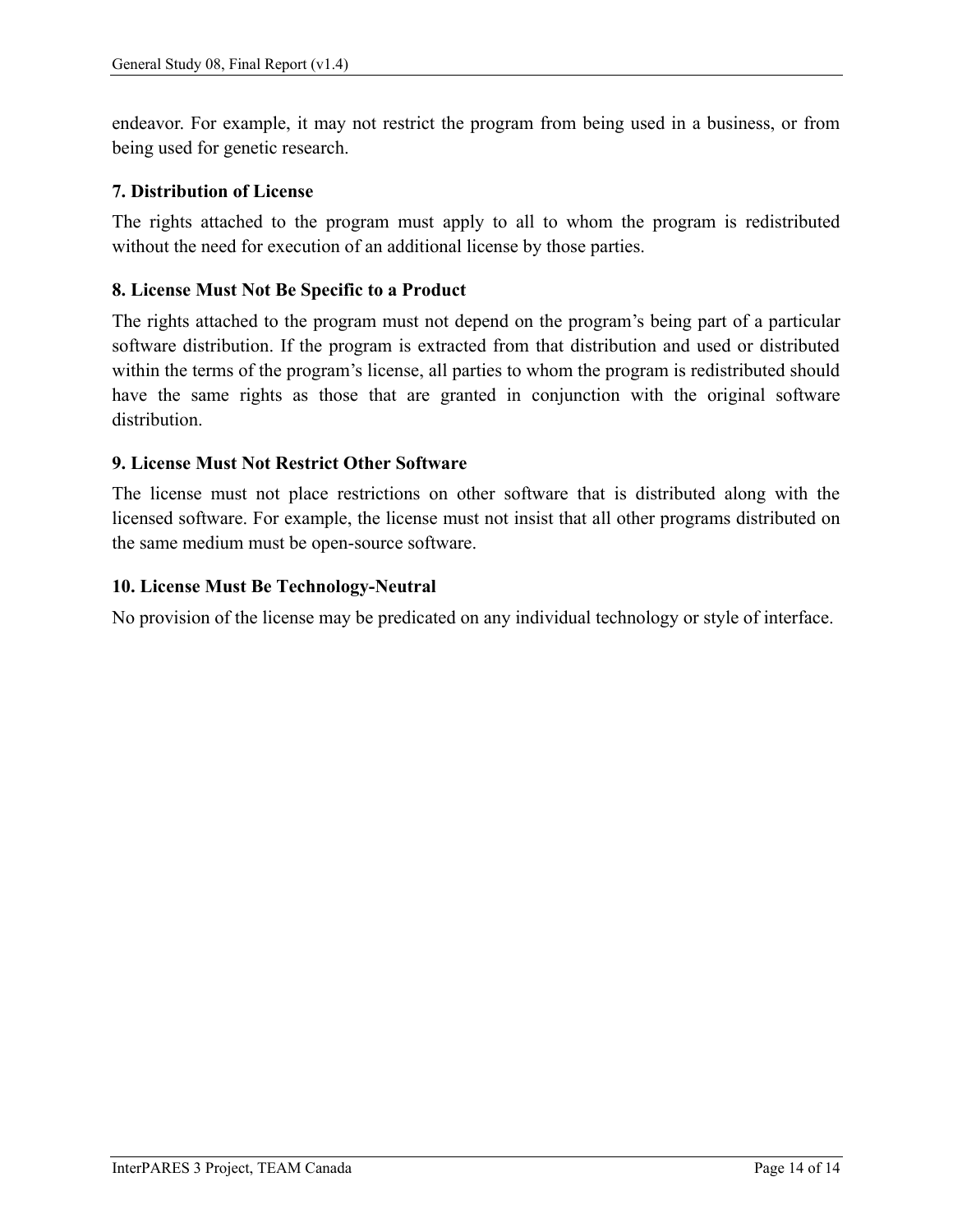endeavor. For example, it may not restrict the program from being used in a business, or from being used for genetic research.

**7. Distribution of License**

The rights attached to the program must apply to all to whom the program is redistributed without the need for execution of an additional license by those parties.

**8. License Must Not Be Specific to a Product**

The rights attached to the program must not depend on the program's being part of a particular software distribution. If the program is extracted from that distribution and used or distributed within the terms of the program's license, all parties to whom the program is redistributed should have the same rights as those that are granted in conjunction with the original software distribution.

**9. License Must Not Restrict Other Software**

The license must not place restrictions on other software that is distributed along with the licensed software. For example, the license must not insist that all other programs distributed on the same medium must be open-source software.

**10. License Must Be Technology-Neutral**

No provision of the license may be predicated on any individual technology or style of interface.